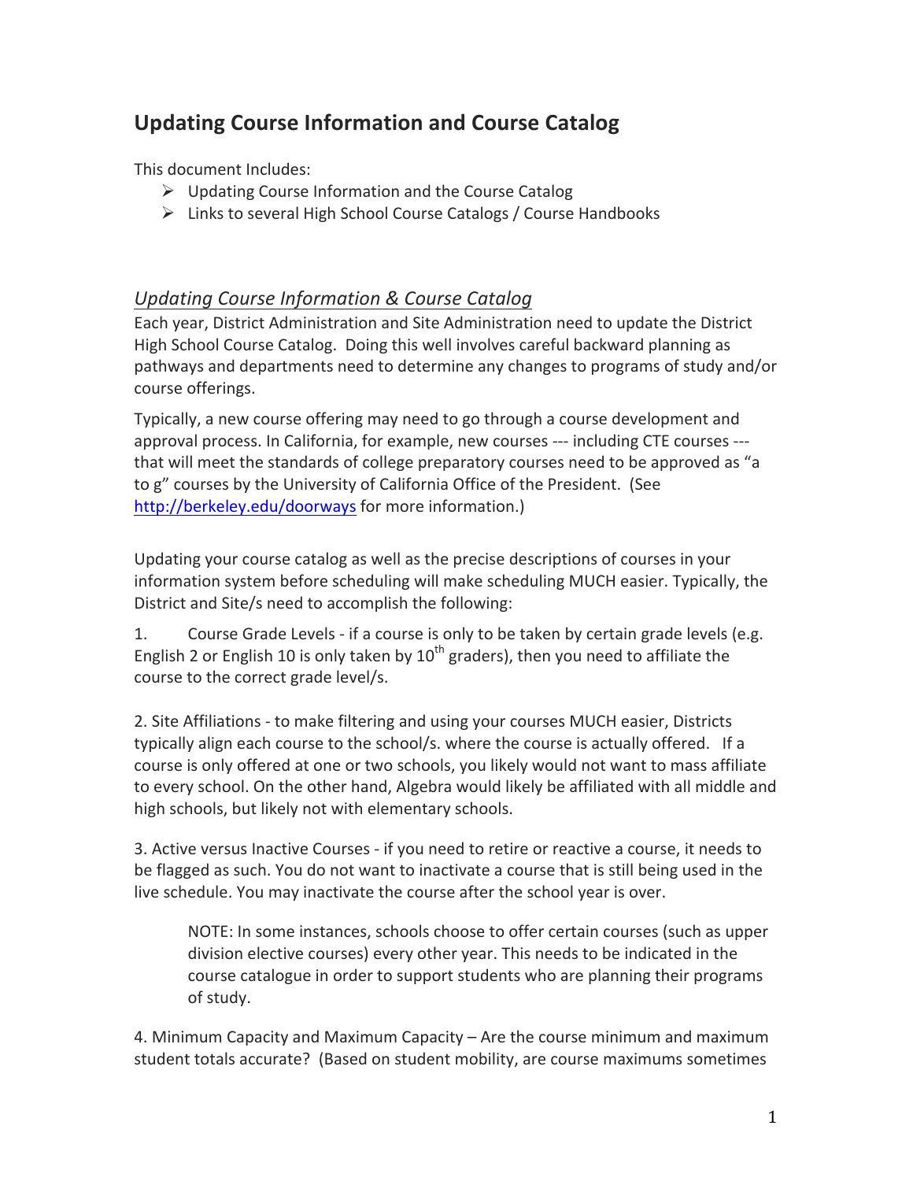# Updating Course Information and Course Catalog

This document Includes:

- Updating Course Information and the Course Catalog
- Links to several High School Course Catalogs / Course Handbooks

## *Updating Course Information & Course Catalog*

Each year, District Administration and Site Administration need to update the District High School Course Catalog. Doing this well involves careful backward planning as pathways and departments need to determine any changes to programs of study and/or course offerings.

Typically, a new course offering may need to go through a course development and approval process. In California, for example, new courses --- including CTE courses --- that will meet the standards of college preparatory courses need to be approved as "a to g" courses by the University of California Office of the President. (See http://berkeley.edu/doorways for more information.)

Updating your course catalog as well as the precise descriptions of courses in your information system before scheduling will make scheduling MUCH easier. Typically, the District and Site/s need to accomplish the following:

1. Course Grade Levels - if a course is only to be taken by certain grade levels (e.g. English 2 or English 10 is only taken by 10th graders), then you need to affiliate the course to the correct grade level/s.

2. Site Affiliations - to make filtering and using your courses MUCH easier, Districts typically align each course to the school/s. where the course is actually offered. If a course is only offered at one or two schools, you likely would not want to mass affiliate to every school. On the other hand, Algebra would likely be affiliated with all middle and high schools, but likely not with elementary schools.

3. Active versus Inactive Courses - if you need to retire or reactive a course, it needs to be flagged as such. You do not want to inactivate a course that is still being used in the live schedule. You may inactivate the course after the school year is over.

> NOTE: In some instances, schools choose to offer certain courses (such as upper division elective courses) every other year. This needs to be indicated in the course catalogue in order to support students who are planning their programs of study.

4. Minimum Capacity and Maximum Capacity – Are the course minimum and maximum student totals accurate? (Based on student mobility, are course maximums sometimes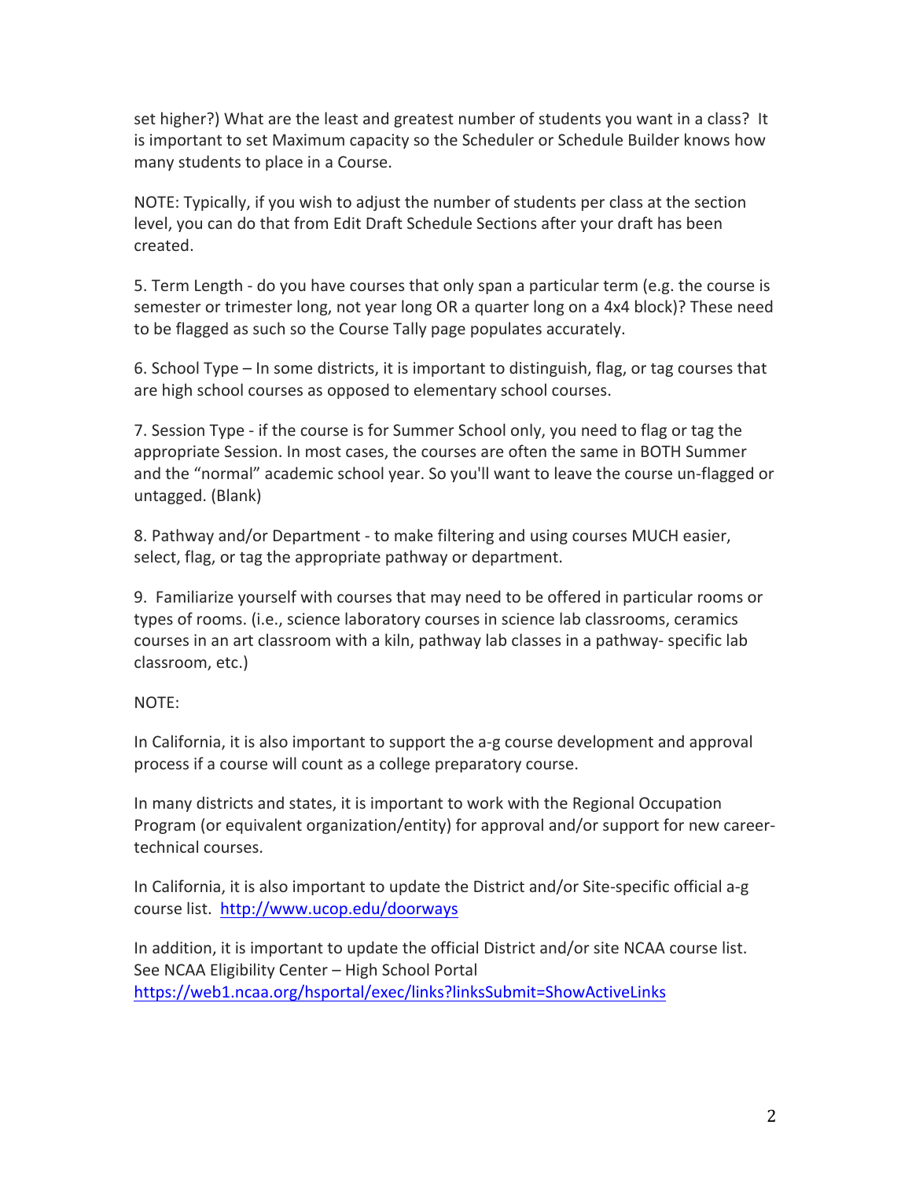set higher?) What are the least and greatest number of students you want in a class? It is important to set Maximum capacity so the Scheduler or Schedule Builder knows how many students to place in a Course.

NOTE: Typically, if you wish to adjust the number of students per class at the section level, you can do that from Edit Draft Schedule Sections after your draft has been created.

5. Term Length - do you have courses that only span a particular term (e.g. the course is semester or trimester long, not year long OR a quarter long on a 4x4 block)? These need to be flagged as such so the Course Tally page populates accurately.

6. School Type – In some districts, it is important to distinguish, flag, or tag courses that are high school courses as opposed to elementary school courses.

7. Session Type - if the course is for Summer School only, you need to flag or tag the appropriate Session. In most cases, the courses are often the same in BOTH Summer and the "normal" academic school year. So you'll want to leave the course un-flagged or untagged. (Blank)

8. Pathway and/or Department - to make filtering and using courses MUCH easier, select, flag, or tag the appropriate pathway or department.

9. Familiarize yourself with courses that may need to be offered in particular rooms or types of rooms. (i.e., science laboratory courses in science lab classrooms, ceramics courses in an art classroom with a kiln, pathway lab classes in a pathway- specific lab classroom, etc.)

NOTE:

In California, it is also important to support the a-g course development and approval process if a course will count as a college preparatory course.

In many districts and states, it is important to work with the Regional Occupation Program (or equivalent organization/entity) for approval and/or support for new career-technical courses.

In California, it is also important to update the District and/or Site-specific official a-g course list. [http://www.ucop.edu/doorways](http://www.ucop.edu/doorways)

In addition, it is important to update the official District and/or site NCAA course list. See NCAA Eligibility Center – High School Portal [https://web1.ncaa.org/hsportal/exec/links?linksSubmit=ShowActiveLinks](https://web1.ncaa.org/hsportal/exec/links?linksSubmit=ShowActiveLinks)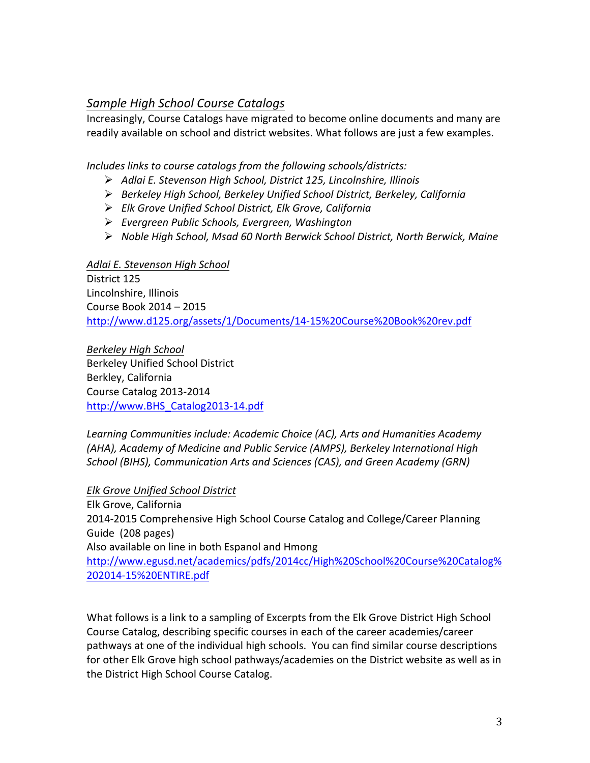## *Sample High School Course Catalogs*

Increasingly, Course Catalogs have migrated to become online documents and many are readily available on school and district websites. What follows are just a few examples.

*Includes links to course catalogs from the following schools/districts:*

- *Adlai E. Stevenson High School, District 125, Lincolnshire, Illinois*
- *Berkeley High School, Berkeley Unified School District, Berkeley, California*
- *Elk Grove Unified School District, Elk Grove, California*
- *Evergreen Public Schools, Evergreen, Washington*
- *Noble High School, Msad 60 North Berwick School District, North Berwick, Maine*

*Adlai E. Stevenson High School*
District 125
Lincolnshire, Illinois
Course Book 2014 – 2015
http://www.d125.org/assets/1/Documents/14-15%20Course%20Book%20rev.pdf

*Berkeley High School*
Berkeley Unified School District
Berkley, California
Course Catalog 2013-2014
http://www.BHS_Catalog2013-14.pdf

*Learning Communities include: Academic Choice (AC), Arts and Humanities Academy (AHA), Academy of Medicine and Public Service (AMPS), Berkeley International High School (BIHS), Communication Arts and Sciences (CAS), and Green Academy (GRN)*

*Elk Grove Unified School District*
Elk Grove, California
2014-2015 Comprehensive High School Course Catalog and College/Career Planning Guide (208 pages)
Also available on line in both Espanol and Hmong
http://www.egusd.net/academics/pdfs/2014cc/High%20School%20Course%20Catalog%202014-15%20ENTIRE.pdf

What follows is a link to a sampling of Excerpts from the Elk Grove District High School Course Catalog, describing specific courses in each of the career academies/career pathways at one of the individual high schools. You can find similar course descriptions for other Elk Grove high school pathways/academies on the District website as well as in the District High School Course Catalog.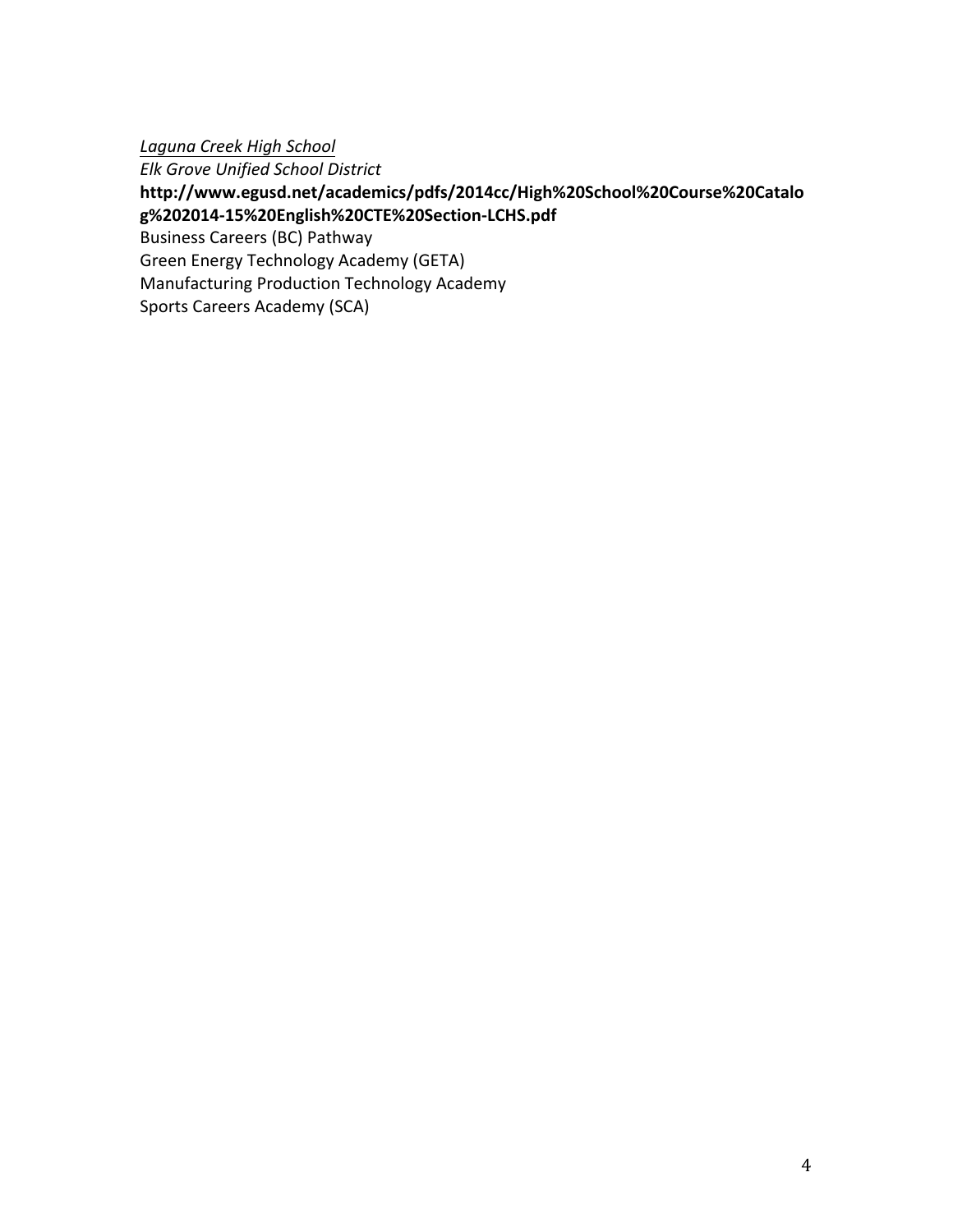*Laguna Creek High School*

*Elk Grove Unified School District*

**http://www.egusd.net/academics/pdfs/2014cc/High%20School%20Course%20Catalog%202014-15%20English%20CTE%20Section-LCHS.pdf**

Business Careers (BC) Pathway
Green Energy Technology Academy (GETA)
Manufacturing Production Technology Academy
Sports Careers Academy (SCA)